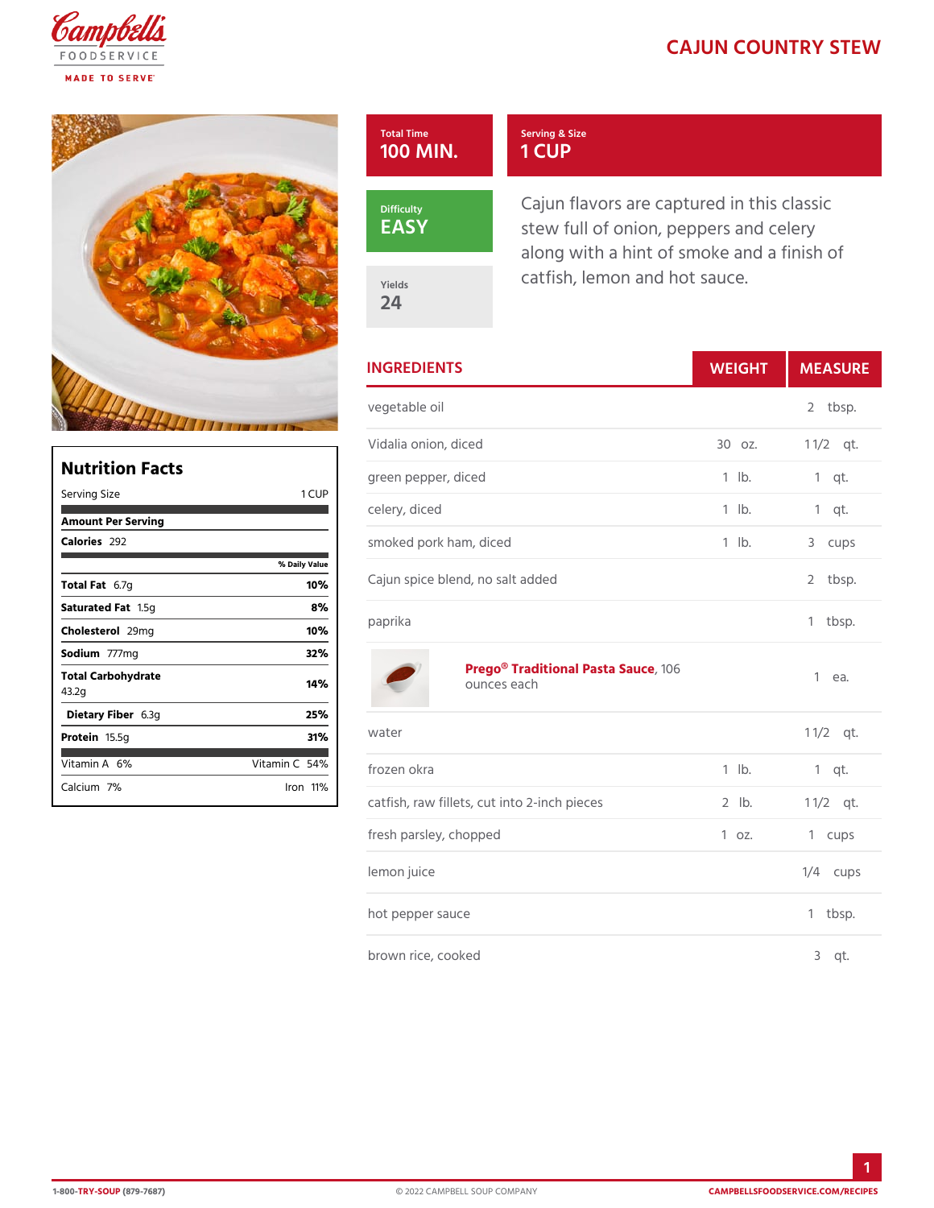# CAJUN COUNTRY STEW

| Total Time | Serving & Size | Difficulty | Yields |
|---|---|---|---|
| 100 MIN. | 1 CUP | EASY | 24 |

Cajun flavors are captured in this classic stew full of onion, peppers and celery along with a hint of smoke and a finish of catfish, lemon and hot sauce.

## Nutrition Facts

| Serving Size | 1 CUP |
|---|---|
| **Amount Per Serving** | |
| **Calories** 292 | |
| | **% Daily Value** |
| **Total Fat** 6.7g | **10%** |
| **Saturated Fat** 1.5g | **8%** |
| **Cholesterol** 29mg | **10%** |
| **Sodium** 777mg | **32%** |
| **Total Carbohydrate** 43.2g | **14%** |
| **Dietary Fiber** 6.3g | **25%** |
| **Protein** 15.5g | **31%** |
| Vitamin A 6% | Vitamin C 54% |
| Calcium 7% | Iron 11% |

## INGREDIENTS

| Ingredient | Weight | Measure |
|---|---|---|
| vegetable oil | | 2 tbsp. |
| Vidalia onion, diced | 30 oz. | 1 1/2 qt. |
| green pepper, diced | 1 lb. | 1 qt. |
| celery, diced | 1 lb. | 1 qt. |
| smoked pork ham, diced | 1 lb. | 3 cups |
| Cajun spice blend, no salt added | | 2 tbsp. |
| paprika | | 1 tbsp. |
| **Prego® Traditional Pasta Sauce**, 106 ounces each | | 1 ea. |
| water | | 1 1/2 qt. |
| frozen okra | 1 lb. | 1 qt. |
| catfish, raw fillets, cut into 2-inch pieces | 2 lb. | 1 1/2 qt. |
| fresh parsley, chopped | 1 oz. | 1 cups |
| lemon juice | | 1/4 cups |
| hot pepper sauce | | 1 tbsp. |
| brown rice, cooked | | 3 qt. |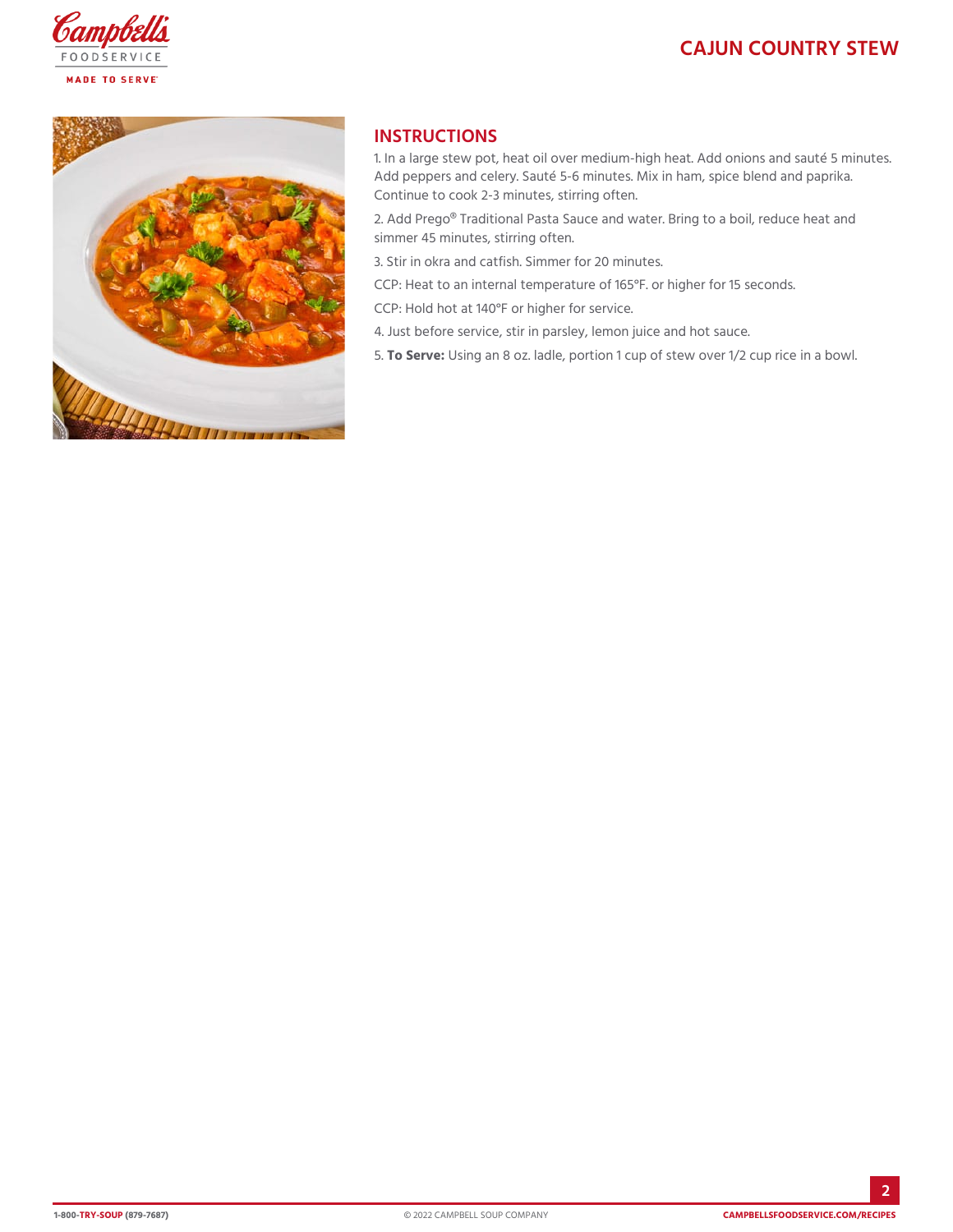# CAJUN COUNTRY STEW

## INSTRUCTIONS

1. In a large stew pot, heat oil over medium-high heat. Add onions and sauté 5 minutes. Add peppers and celery. Sauté 5-6 minutes. Mix in ham, spice blend and paprika. Continue to cook 2-3 minutes, stirring often.

2. Add Prego® Traditional Pasta Sauce and water. Bring to a boil, reduce heat and simmer 45 minutes, stirring often.

3. Stir in okra and catfish. Simmer for 20 minutes.

CCP: Heat to an internal temperature of 165°F. or higher for 15 seconds.

CCP: Hold hot at 140°F or higher for service.

4. Just before service, stir in parsley, lemon juice and hot sauce.

5. **To Serve:** Using an 8 oz. ladle, portion 1 cup of stew over 1/2 cup rice in a bowl.